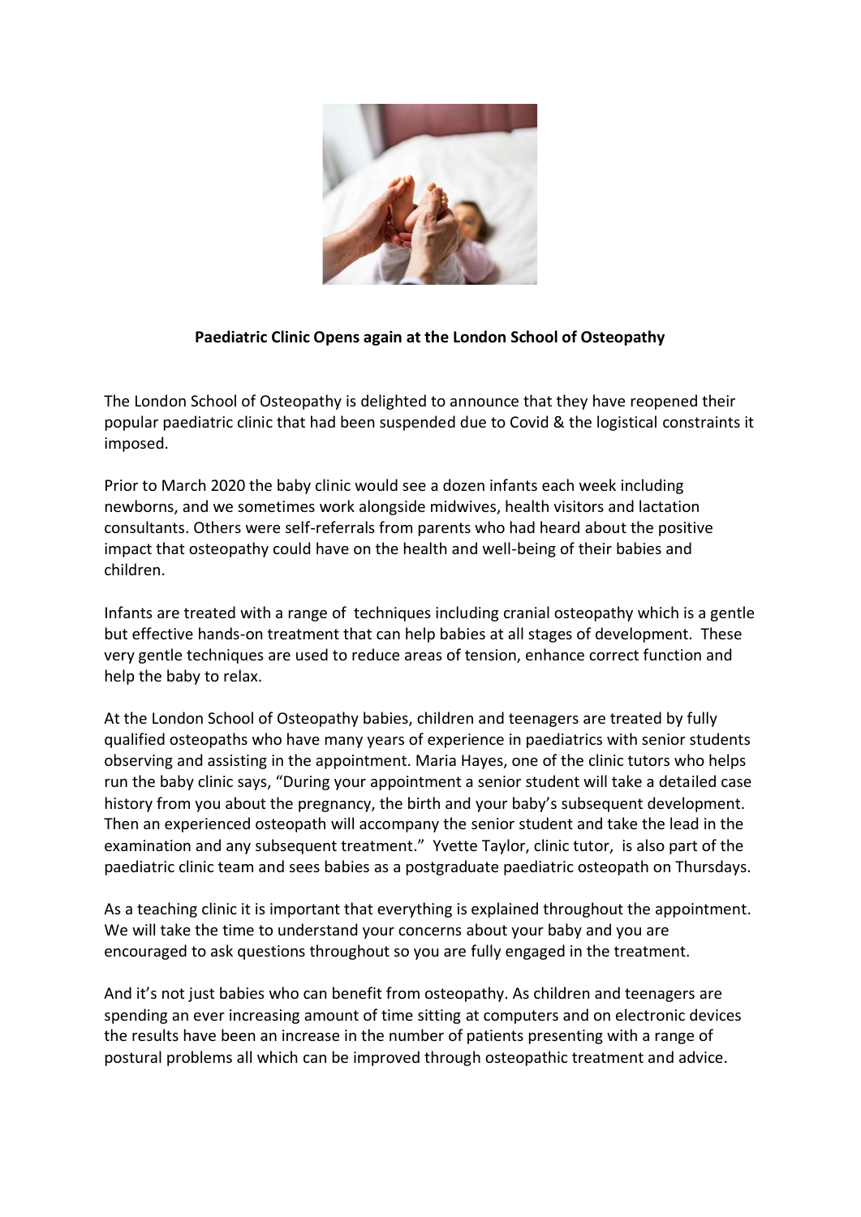**Paediatric Clinic Opens again at the London School of Osteopathy**

The London School of Osteopathy is delighted to announce that they have reopened their popular paediatric clinic that had been suspended due to Covid & the logistical constraints it imposed.

Prior to March 2020 the baby clinic would see a dozen infants each week including newborns, and we sometimes work alongside midwives, health visitors and lactation consultants. Others were self-referrals from parents who had heard about the positive impact that osteopathy could have on the health and well-being of their babies and children.

Infants are treated with a range of techniques including cranial osteopathy which is a gentle but effective hands-on treatment that can help babies at all stages of development. These very gentle techniques are used to reduce areas of tension, enhance correct function and help the baby to relax.

At the London School of Osteopathy babies, children and teenagers are treated by fully qualified osteopaths who have many years of experience in paediatrics with senior students observing and assisting in the appointment. Maria Hayes, one of the clinic tutors who helps run the baby clinic says, "During your appointment a senior student will take a detailed case history from you about the pregnancy, the birth and your baby's subsequent development. Then an experienced osteopath will accompany the senior student and take the lead in the examination and any subsequent treatment." Yvette Taylor, clinic tutor, is also part of the paediatric clinic team and sees babies as a postgraduate paediatric osteopath on Thursdays.

As a teaching clinic it is important that everything is explained throughout the appointment. We will take the time to understand your concerns about your baby and you are encouraged to ask questions throughout so you are fully engaged in the treatment.

And it's not just babies who can benefit from osteopathy. As children and teenagers are spending an ever increasing amount of time sitting at computers and on electronic devices the results have been an increase in the number of patients presenting with a range of postural problems all which can be improved through osteopathic treatment and advice.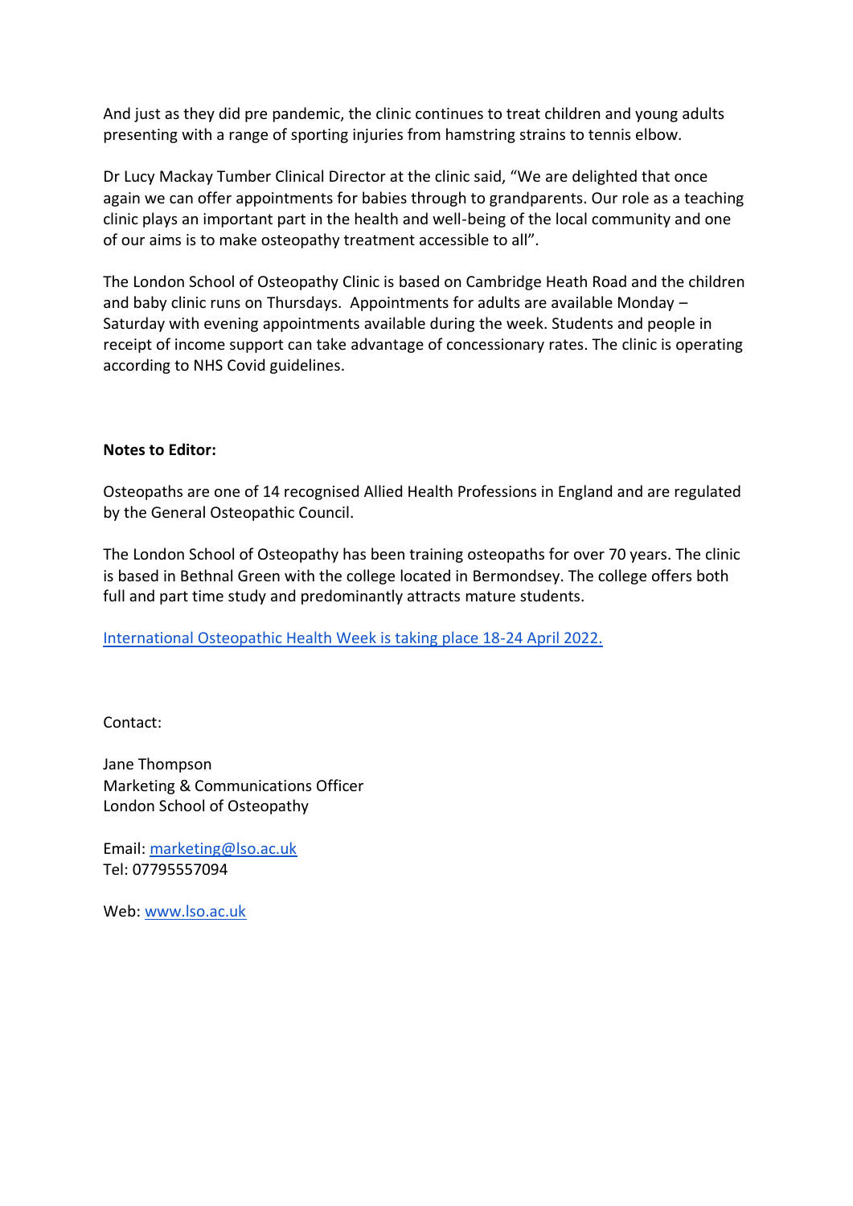And just as they did pre pandemic, the clinic continues to treat children and young adults presenting with a range of sporting injuries from hamstring strains to tennis elbow.

Dr Lucy Mackay Tumber Clinical Director at the clinic said, "We are delighted that once again we can offer appointments for babies through to grandparents. Our role as a teaching clinic plays an important part in the health and well-being of the local community and one of our aims is to make osteopathy treatment accessible to all".

The London School of Osteopathy Clinic is based on Cambridge Heath Road and the children and baby clinic runs on Thursdays. Appointments for adults are available Monday – Saturday with evening appointments available during the week. Students and people in receipt of income support can take advantage of concessionary rates. The clinic is operating according to NHS Covid guidelines.

**Notes to Editor:**

Osteopaths are one of 14 recognised Allied Health Professions in England and are regulated by the General Osteopathic Council.

The London School of Osteopathy has been training osteopaths for over 70 years. The clinic is based in Bethnal Green with the college located in Bermondsey. The college offers both full and part time study and predominantly attracts mature students.

International Osteopathic Health Week is taking place 18-24 April 2022.

Contact:

Jane Thompson
Marketing & Communications Officer
London School of Osteopathy

Email: marketing@lso.ac.uk
Tel: 07795557094

Web: www.lso.ac.uk